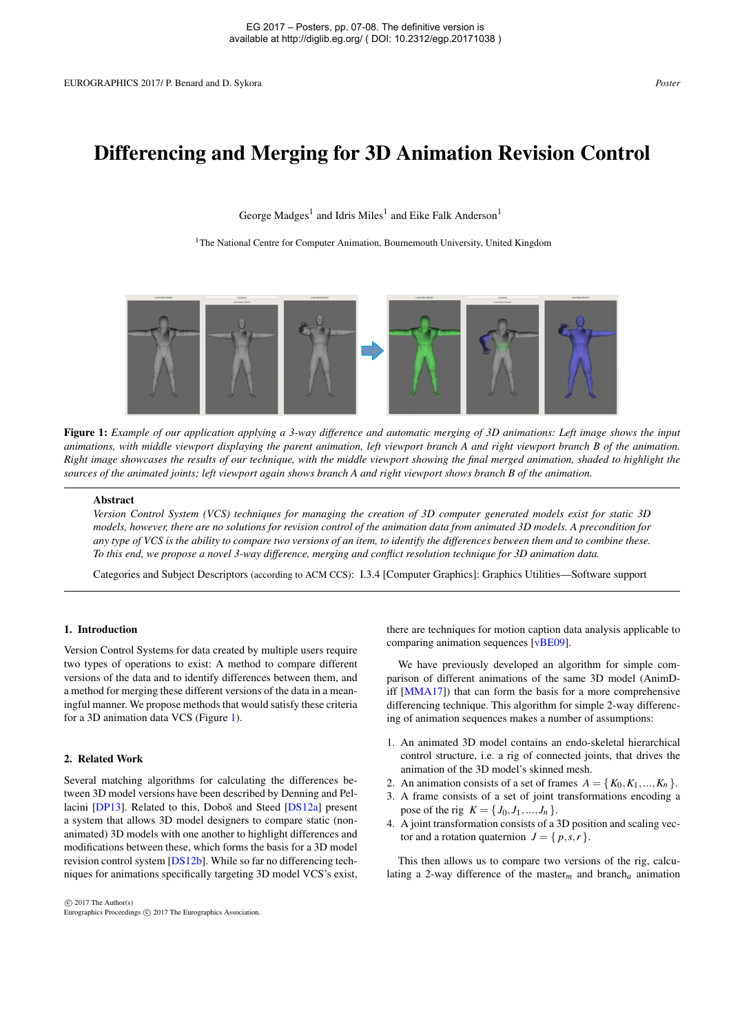EG 2017 – Posters, pp. 07-08. The definitive version is available at http://diglib.eg.org/ ( DOI: 10.2312/egp.20171038 )

# Differencing and Merging for 3D Animation Revision Control

George Madges[1] and Idris Miles[1] and Eike Falk Anderson[1]

[1]The National Centre for Computer Animation, Bournemouth University, United Kingdom

**Figure 1:** *Example of our application applying a 3-way difference and automatic merging of 3D animations: Left image shows the input animations, with middle viewport displaying the parent animation, left viewport branch A and right viewport branch B of the animation. Right image showcases the results of our technique, with the middle viewport showing the final merged animation, shaded to highlight the sources of the animated joints; left viewport again shows branch A and right viewport shows branch B of the animation.*

**Abstract**

*Version Control System (VCS) techniques for managing the creation of 3D computer generated models exist for static 3D models, however, there are no solutions for revision control of the animation data from animated 3D models. A precondition for any type of VCS is the ability to compare two versions of an item, to identify the differences between them and to combine these. To this end, we propose a novel 3-way difference, merging and conflict resolution technique for 3D animation data.*

Categories and Subject Descriptors (according to ACM CCS): I.3.4 [Computer Graphics]: Graphics Utilities—Software support

## 1. Introduction

Version Control Systems for data created by multiple users require two types of operations to exist: A method to compare different versions of the data and to identify differences between them, and a method for merging these different versions of the data in a meaningful manner. We propose methods that would satisfy these criteria for a 3D animation data VCS (Figure 1).

## 2. Related Work

Several matching algorithms for calculating the differences between 3D model versions have been described by Denning and Pellacini [DP13]. Related to this, Doboš and Steed [DS12a] present a system that allows 3D model designers to compare static (non-animated) 3D models with one another to highlight differences and modifications between these, which forms the basis for a 3D model revision control system [DS12b]. While so far no differencing techniques for animations specifically targeting 3D model VCS's exist, there are techniques for motion caption data analysis applicable to comparing animation sequences [vBE09].

We have previously developed an algorithm for simple comparison of different animations of the same 3D model (AnimDiff [MMA17]) that can form the basis for a more comprehensive differencing technique. This algorithm for simple 2-way differencing of animation sequences makes a number of assumptions:

1. An animated 3D model contains an endo-skeletal hierarchical control structure, i.e. a rig of connected joints, that drives the animation of the 3D model's skinned mesh.
2. An animation consists of a set of frames $A = \{K_0, K_1, ..., K_n\}$.
3. A frame consists of a set of joint transformations encoding a pose of the rig $K = \{J_0, J_1, ..., J_n\}$.
4. A joint transformation consists of a 3D position and scaling vector and a rotation quaternion $J = \{p, s, r\}$.

This then allows us to compare two versions of the rig, calculating a 2-way difference of the master$_m$ and branch$_a$ animation

© 2017 The Author(s)
Eurographics Proceedings © 2017 The Eurographics Association.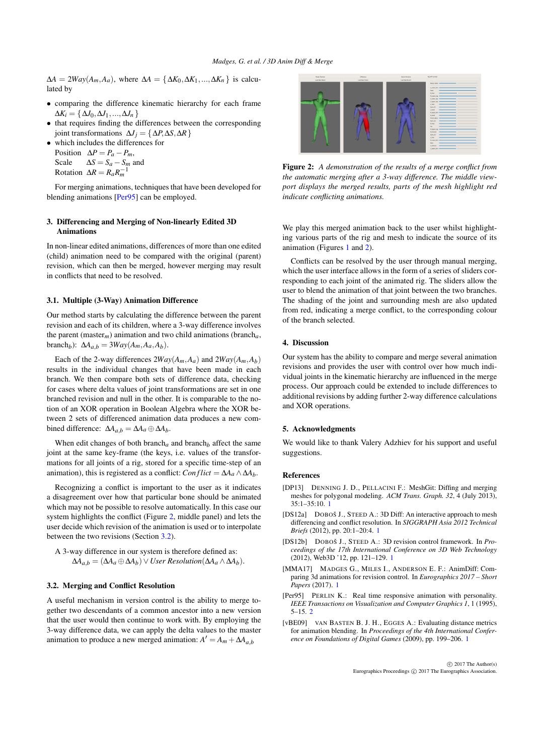$\Delta A = 2Way(A_m, A_a)$, where $\Delta A = \{\Delta K_0, \Delta K_1, ..., \Delta K_n\}$ is calculated by

- comparing the difference kinematic hierarchy for each frame $\Delta K_i = \{\Delta J_0, \Delta J_1, ..., \Delta J_n\}$
- that requires finding the differences between the corresponding joint transformations $\Delta J_j = \{\Delta P, \Delta S, \Delta R\}$
- which includes the differences for
  Position $\Delta P = P_a - P_m$,
  Scale $\Delta S = S_a - S_m$ and
  Rotation $\Delta R = R_a R_m^{-1}$

For merging animations, techniques that have been developed for blending animations [Per95] can be employed.

## 3. Differencing and Merging of Non-linearly Edited 3D Animations

In non-linear edited animations, differences of more than one edited (child) animation need to be compared with the original (parent) revision, which can then be merged, however merging may result in conflicts that need to be resolved.

### 3.1. Multiple (3-Way) Animation Difference

Our method starts by calculating the difference between the parent revision and each of its children, where a 3-way difference involves the parent (master$_m$) animation and two child animations (branch$_a$, branch$_b$): $\Delta A_{a,b} = 3Way(A_m, A_a, A_b)$.

Each of the 2-way differences $2Way(A_m, A_a)$ and $2Way(A_m, A_b)$ results in the individual changes that have been made in each branch. We then compare both sets of difference data, checking for cases where delta values of joint transformations are set in one branched revision and null in the other. It is comparable to the notion of an XOR operation in Boolean Algebra where the XOR between 2 sets of differenced animation data produces a new combined difference: $\Delta A_{a,b} = \Delta A_a \oplus \Delta A_b$.

When edit changes of both branch$_a$ and branch$_b$ affect the same joint at the same key-frame (the keys, i.e. values of the transformations for all joints of a rig, stored for a specific time-step of an animation), this is registered as a conflict: $Conflict = \Delta A_a \wedge \Delta A_b$.

Recognizing a conflict is important to the user as it indicates a disagreement over how that particular bone should be animated which may not be possible to resolve automatically. In this case our system highlights the conflict (Figure 2, middle panel) and lets the user decide which revision of the animation is used or to interpolate between the two revisions (Section 3.2).

A 3-way difference in our system is therefore defined as:

$$\Delta A_{a,b} = (\Delta A_a \oplus \Delta A_b) \vee User\ Resolution(\Delta A_a \wedge \Delta A_b).$$

### 3.2. Merging and Conflict Resolution

A useful mechanism in version control is the ability to merge together two descendants of a common ancestor into a new version that the user would then continue to work with. By employing the 3-way difference data, we can apply the delta values to the master animation to produce a new merged animation: $A' = A_m + \Delta A_{a,b}$

**Figure 2:** *A demonstration of the results of a merge conflict from the automatic merging after a 3-way difference. The middle viewport displays the merged results, parts of the mesh highlight red indicate conflicting animations.*

We play this merged animation back to the user whilst highlighting various parts of the rig and mesh to indicate the source of its animation (Figures 1 and 2).

Conflicts can be resolved by the user through manual merging, which the user interface allows in the form of a series of sliders corresponding to each joint of the animated rig. The sliders allow the user to blend the animation of that joint between the two branches. The shading of the joint and surrounding mesh are also updated from red, indicating a merge conflict, to the corresponding colour of the branch selected.

## 4. Discussion

Our system has the ability to compare and merge several animation revisions and provides the user with control over how much individual joints in the kinematic hierarchy are influenced in the merge process. Our approach could be extended to include differences to additional revisions by adding further 2-way difference calculations and XOR operations.

## 5. Acknowledgments

We would like to thank Valery Adzhiev for his support and useful suggestions.

## References

[DP13] DENNING J. D., PELLACINI F.: MeshGit: Diffing and merging meshes for polygonal modeling. *ACM Trans. Graph. 32*, 4 (July 2013), 35:1–35:10. 1

[DS12a] DOBOŠ J., STEED A.: 3D Diff: An interactive approach to mesh differencing and conflict resolution. In *SIGGRAPH Asia 2012 Technical Briefs* (2012), pp. 20:1–20:4. 1

[DS12b] DOBOŠ J., STEED A.: 3D revision control framework. In *Proceedings of the 17th International Conference on 3D Web Technology* (2012), Web3D '12, pp. 121–129. 1

[MMA17] MADGES G., MILES I., ANDERSON E. F.: AnimDiff: Comparing 3d animations for revision control. In *Eurographics 2017 – Short Papers* (2017). 1

[Per95] PERLIN K.: Real time responsive animation with personality. *IEEE Transactions on Visualization and Computer Graphics 1*, 1 (1995), 5–15. 2

[vBE09] VAN BASTEN B. J. H., EGGES A.: Evaluating distance metrics for animation blending. In *Proceedings of the 4th International Conference on Foundations of Digital Games* (2009), pp. 199–206. 1